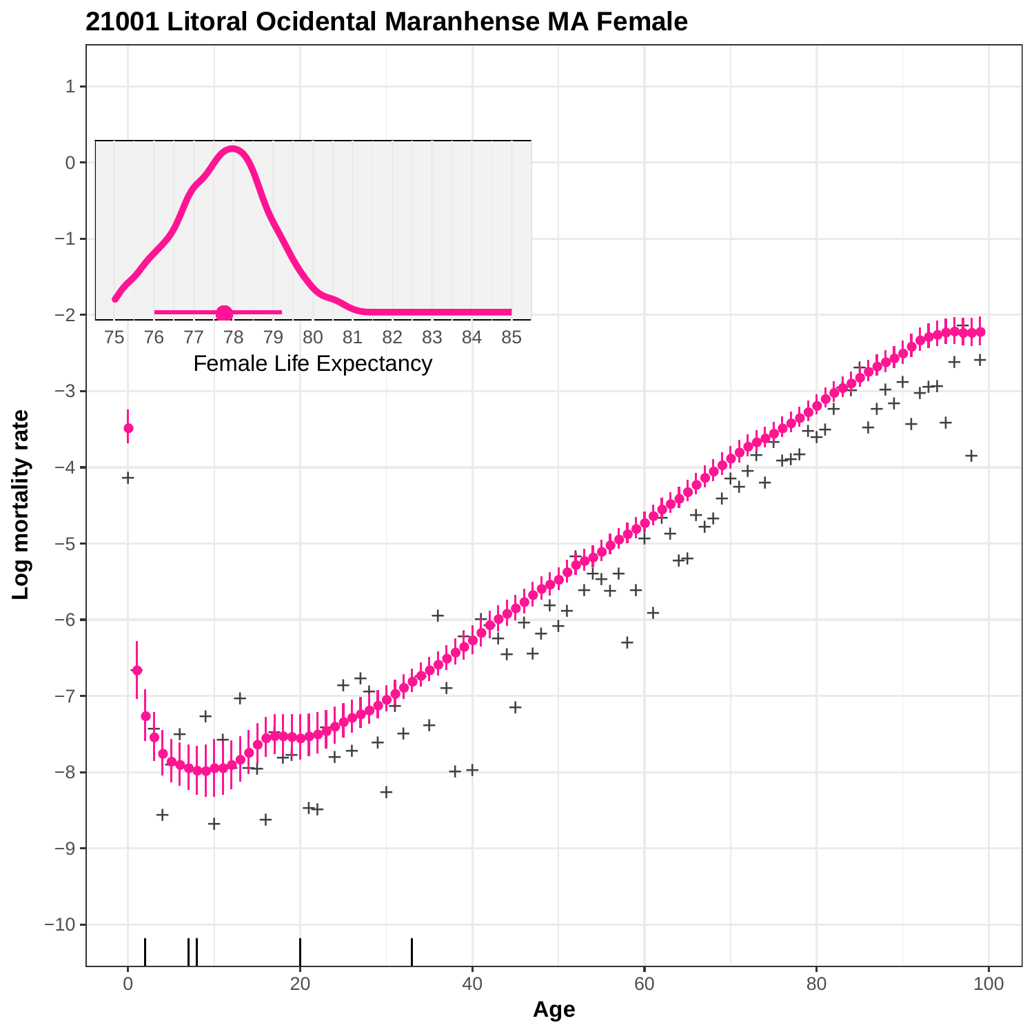# 21001 Litoral Ocidental Maranhense MA Female

Log mortality rate

Age

Female Life Expectancy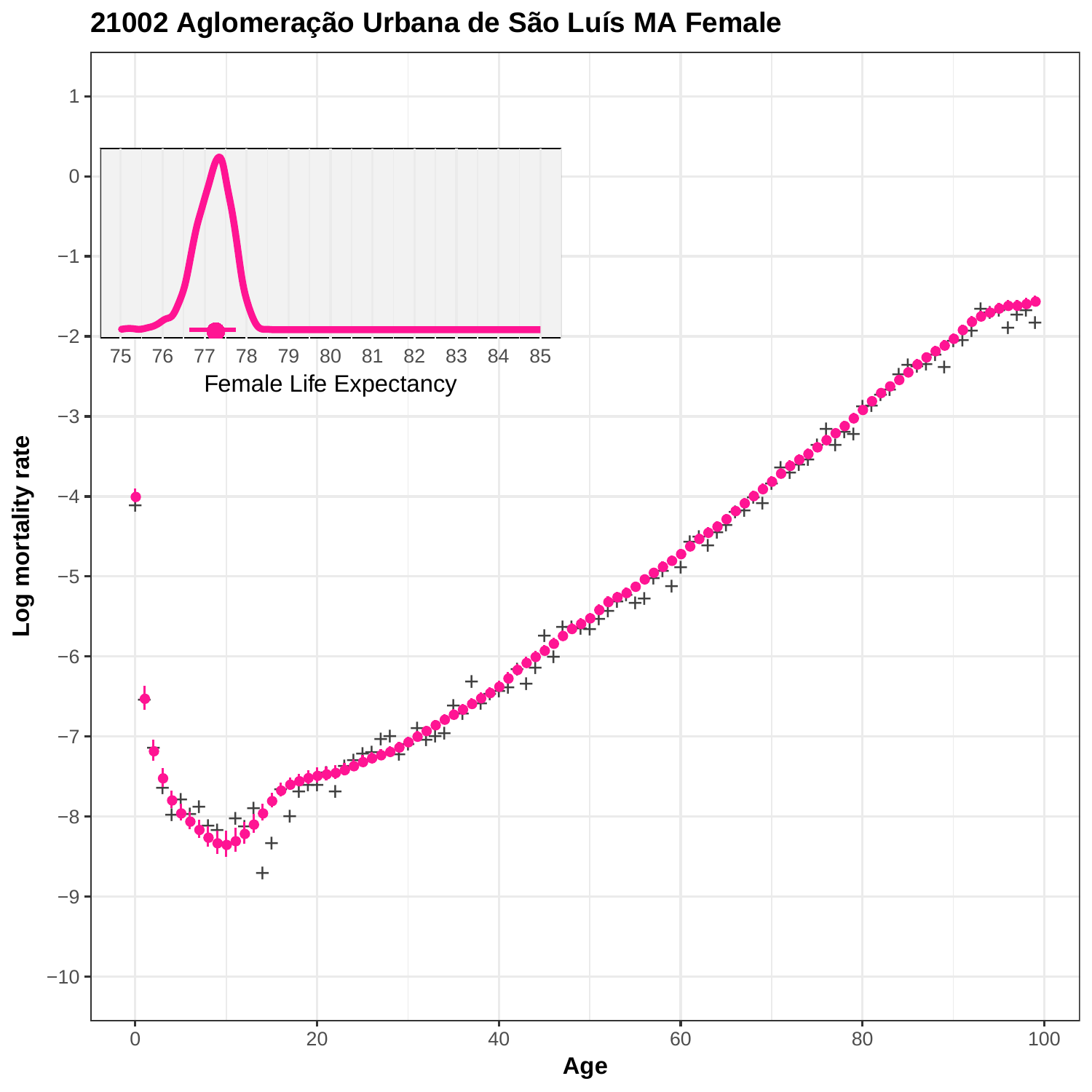# 21002 Aglomeração Urbana de São Luís MA Female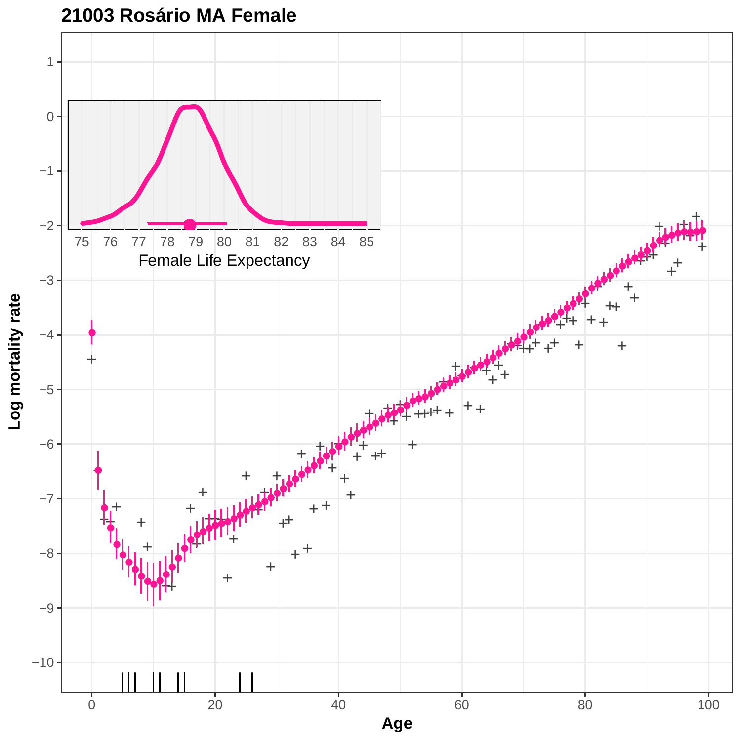**21003 Rosário MA Female**

Female Life Expectancy

Log mortality rate

Age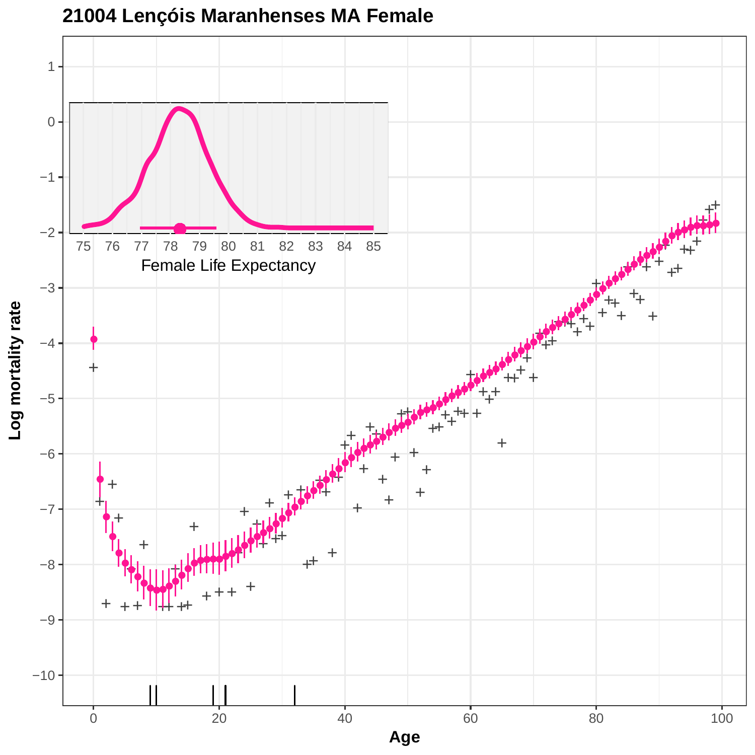**21004 Lençóis Maranhenses MA Female**

Female Life Expectancy

Log mortality rate

Age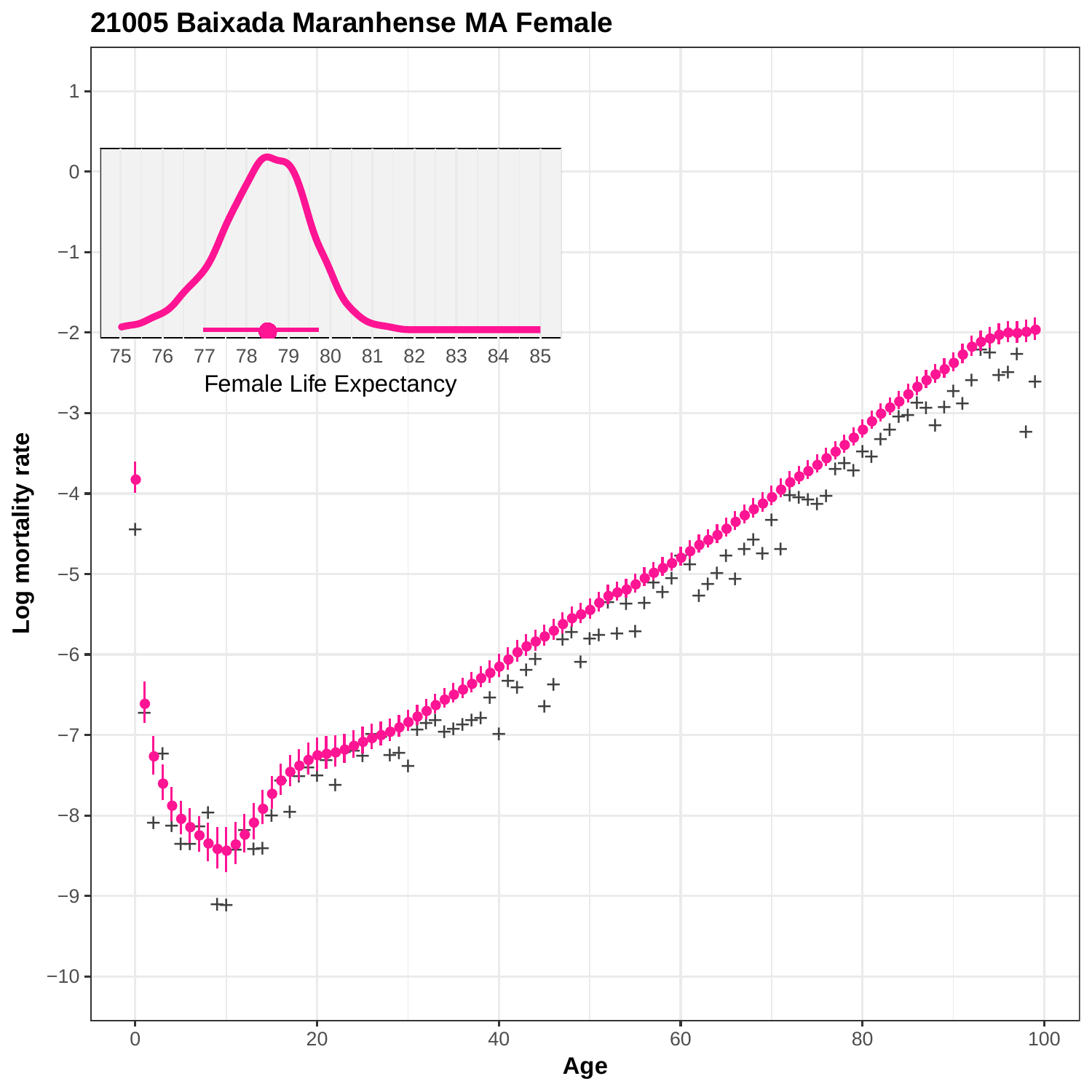# 21005 Baixada Maranhense MA Female

Log mortality rate

Age

Female Life Expectancy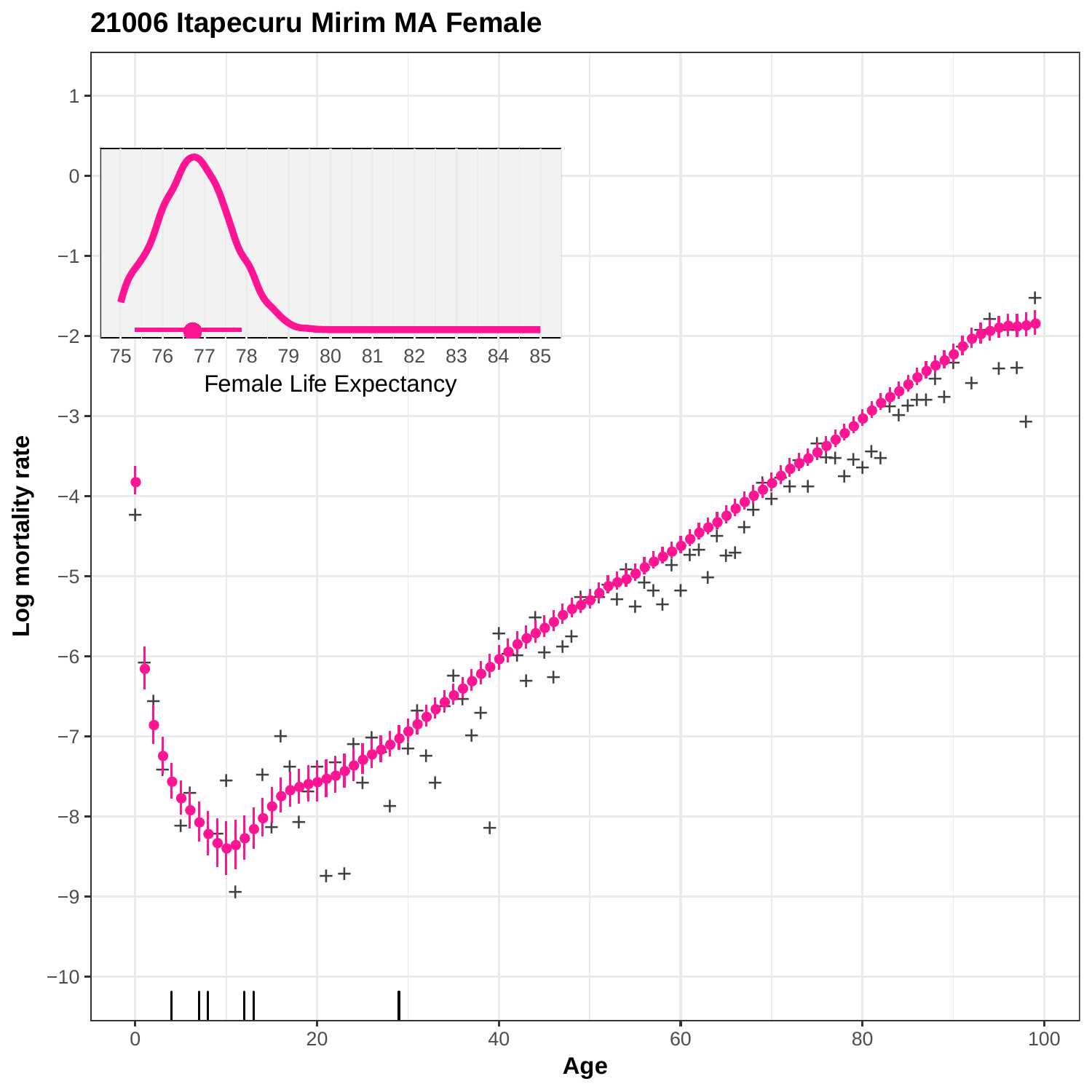21006 Itapecuru Mirim MA Female

Female Life Expectancy

Log mortality rate

Age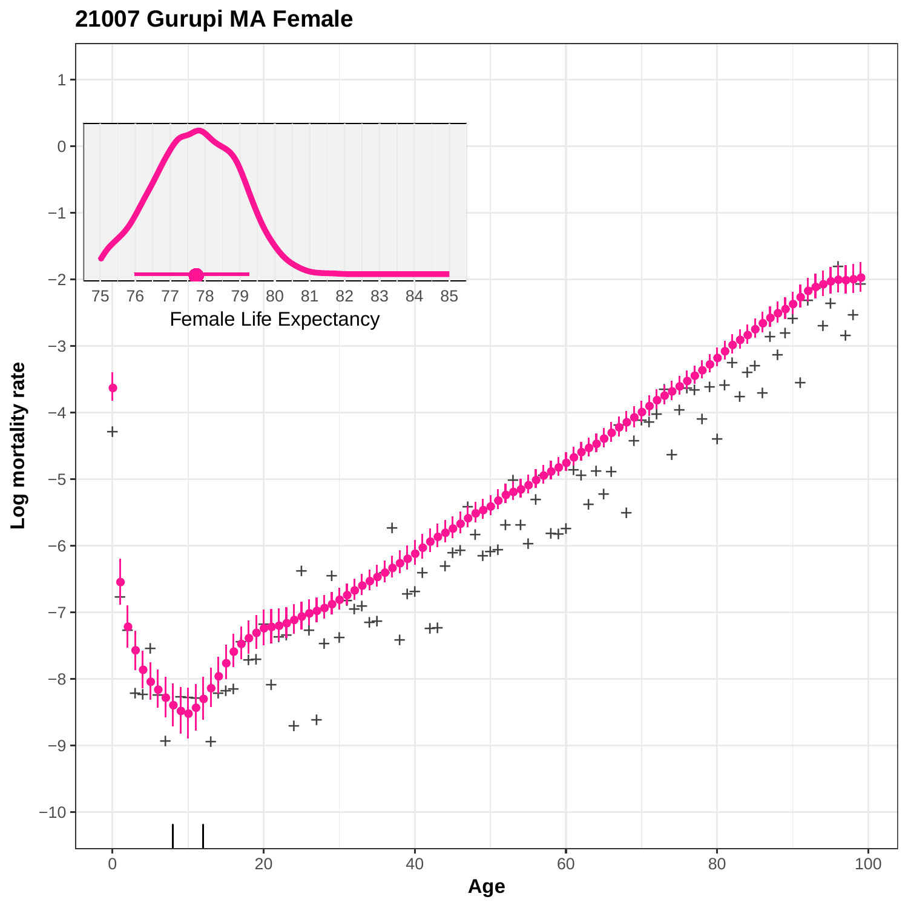# 21007 Gurupi MA Female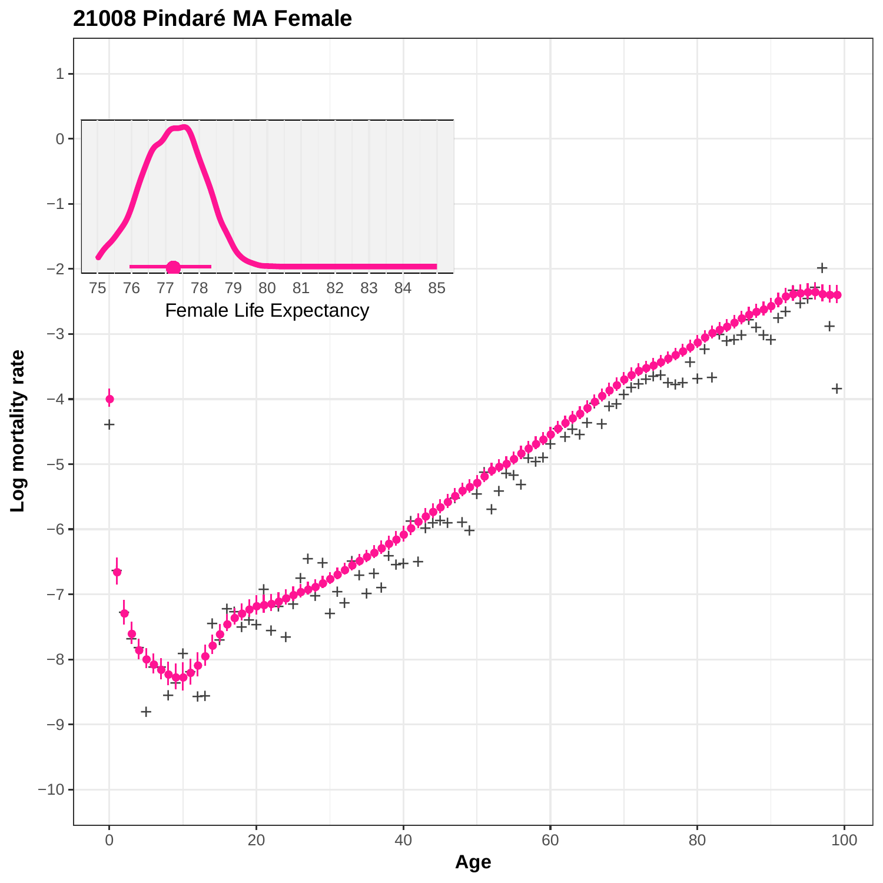**21008 Pindaré MA Female**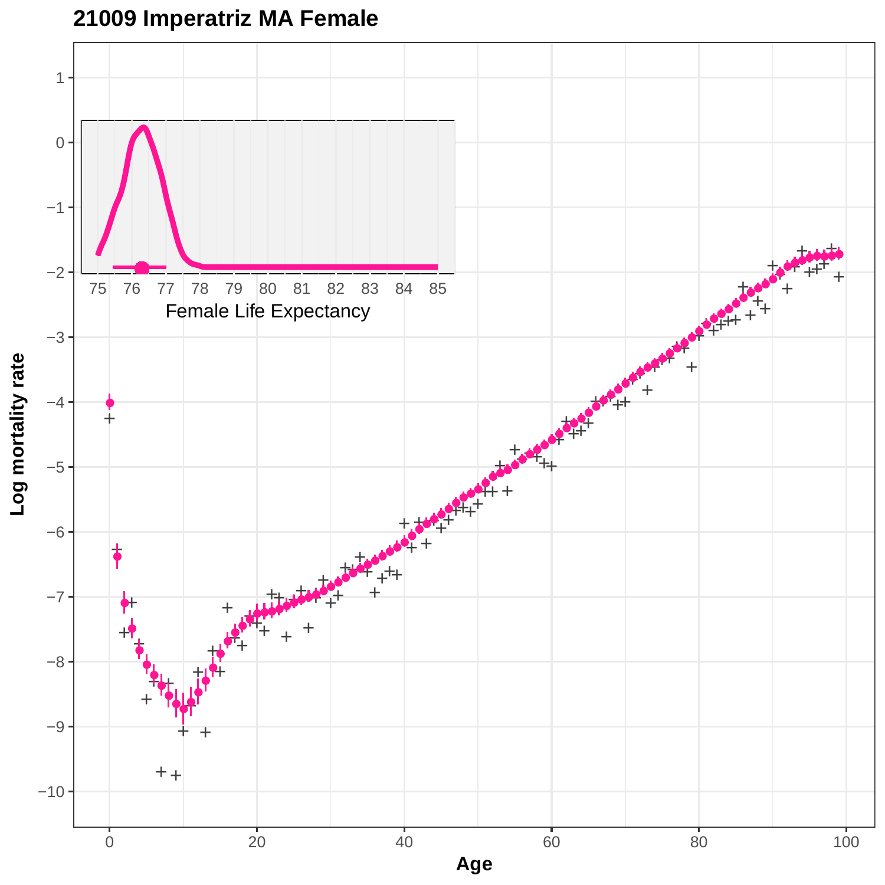# 21009 Imperatriz MA Female

Log mortality rate

Age

Female Life Expectancy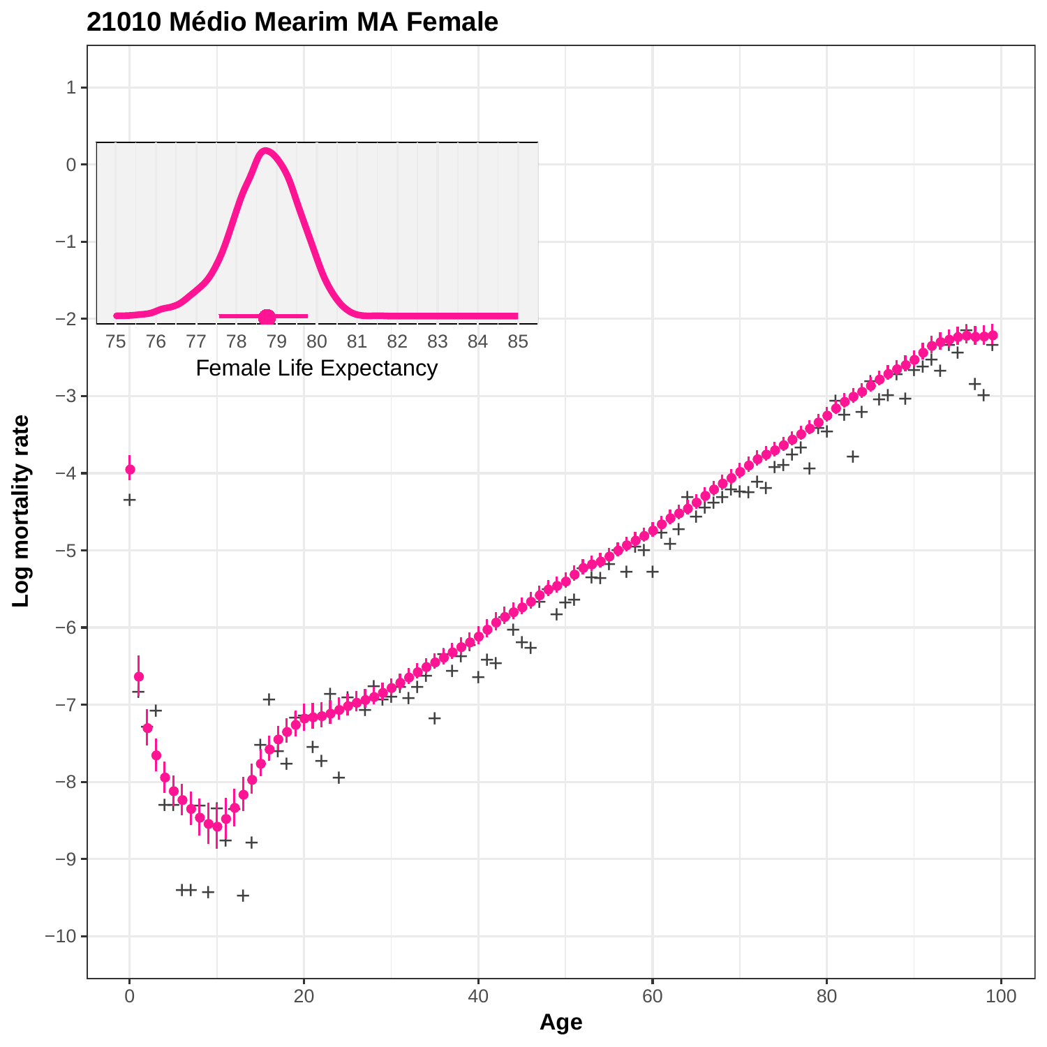# 21010 Médio Mearim MA Female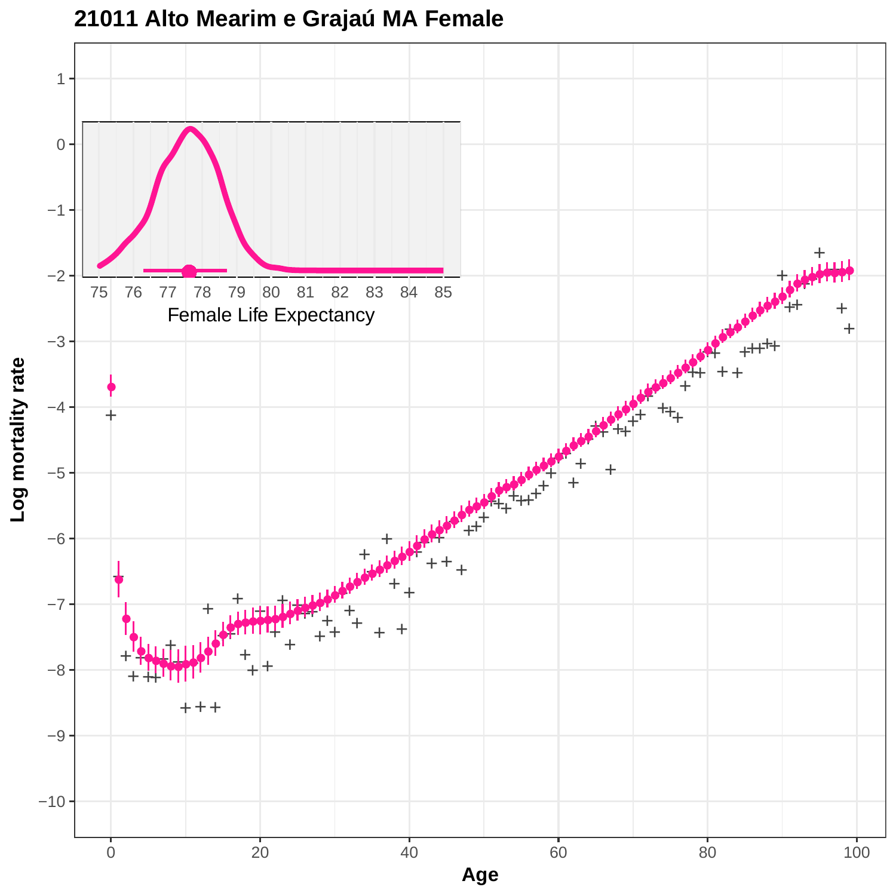# 21011 Alto Mearim e Grajaú MA Female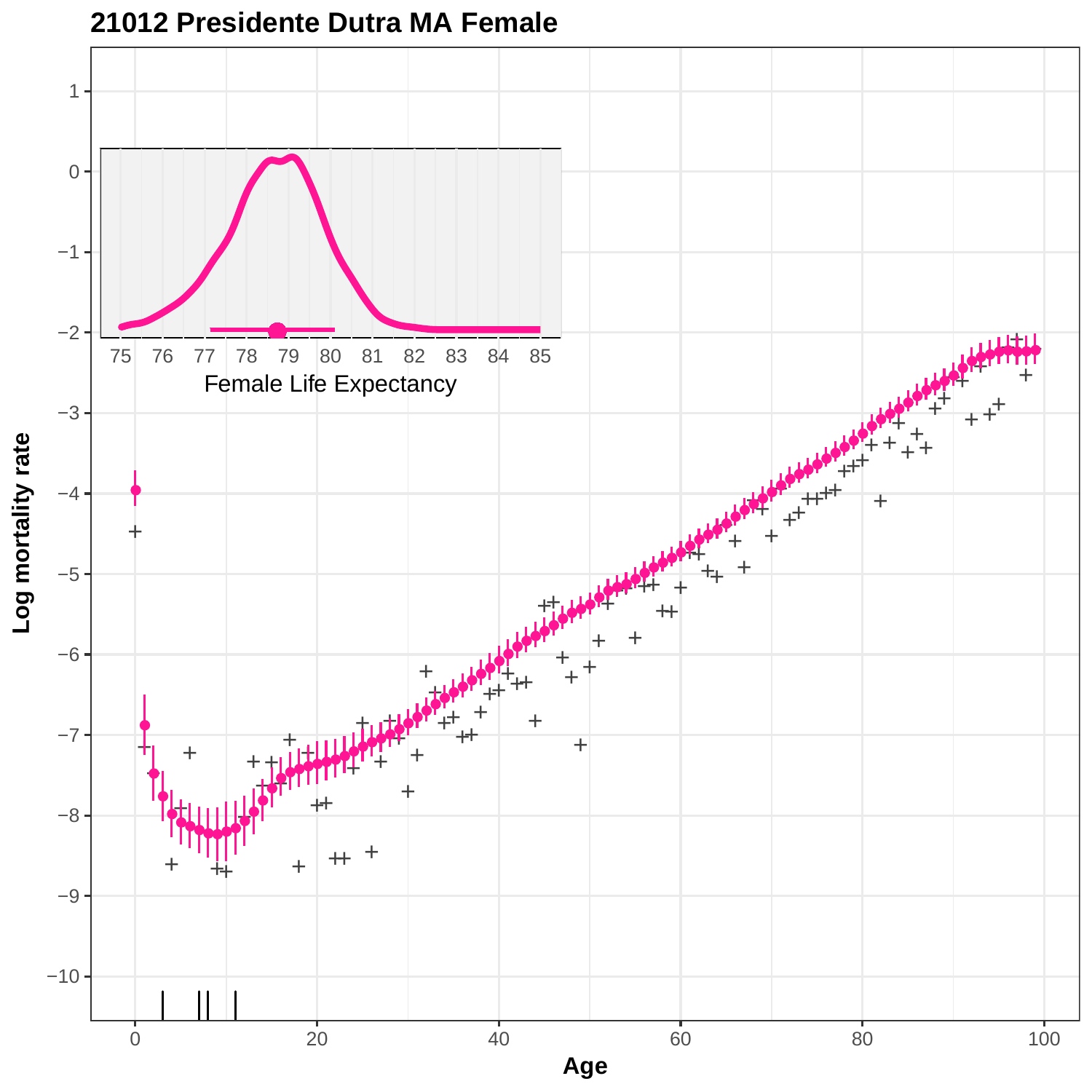# 21012 Presidente Dutra MA Female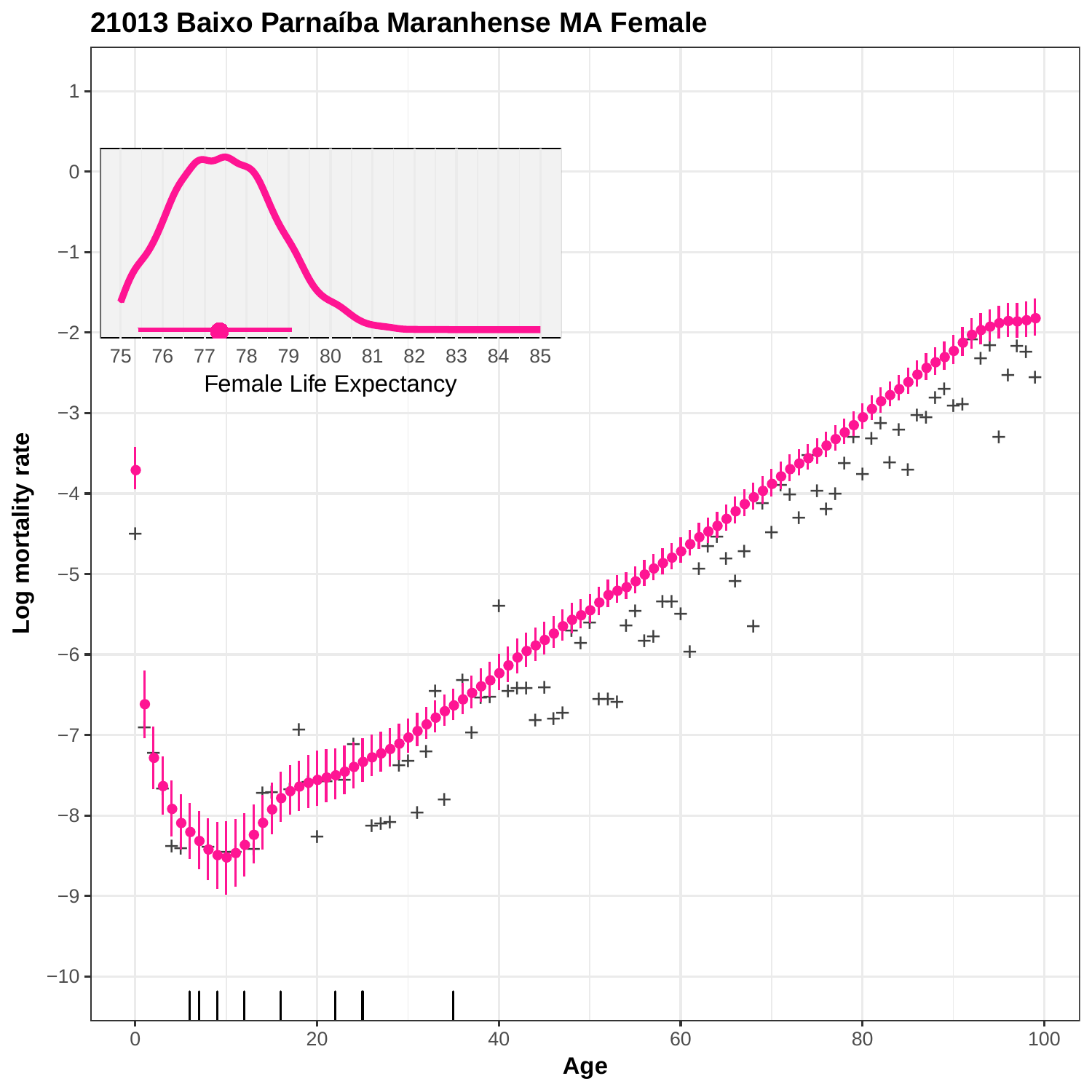# 21013 Baixo Parnaíba Maranhense MA Female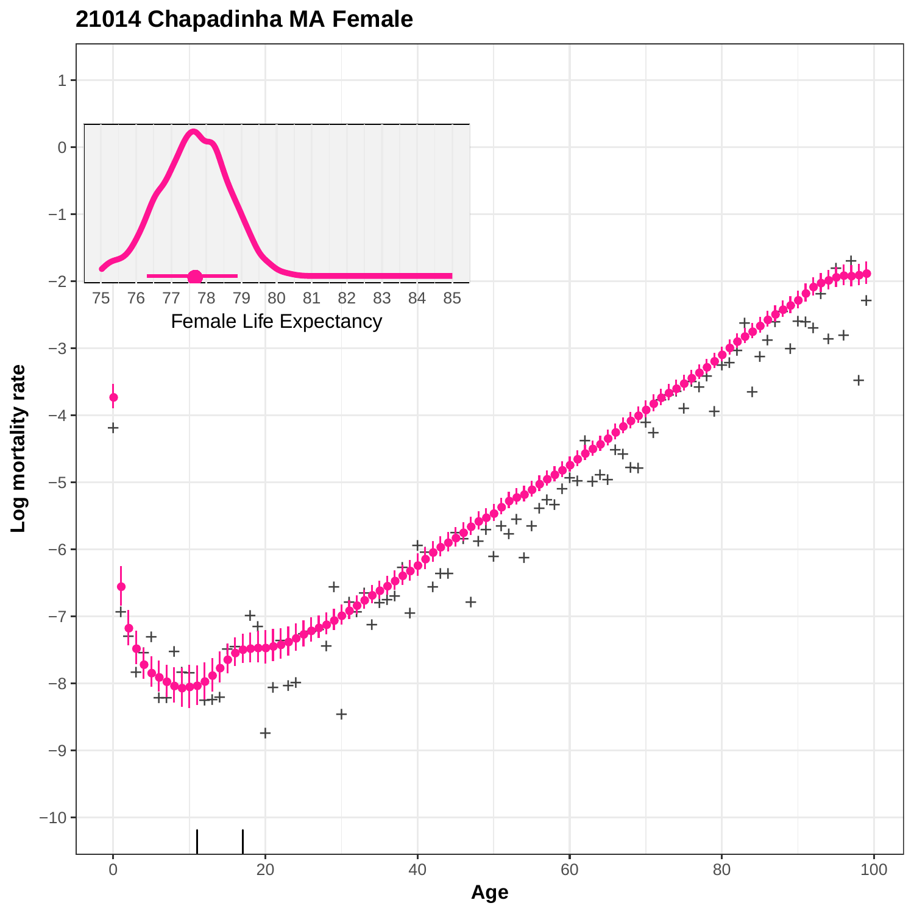# 21014 Chapadinha MA Female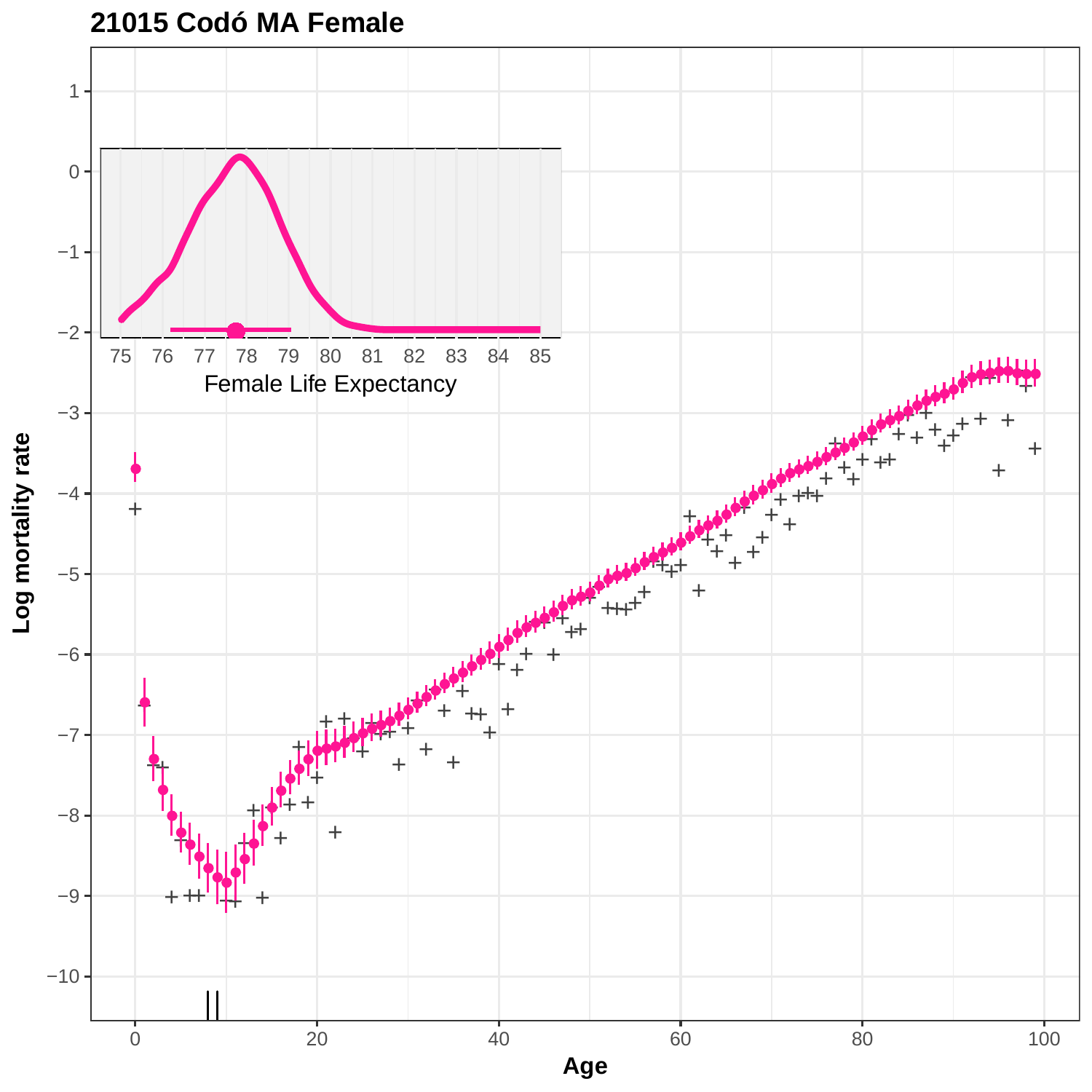## 21015 Codó MA Female

Female Life Expectancy

Log mortality rate

Age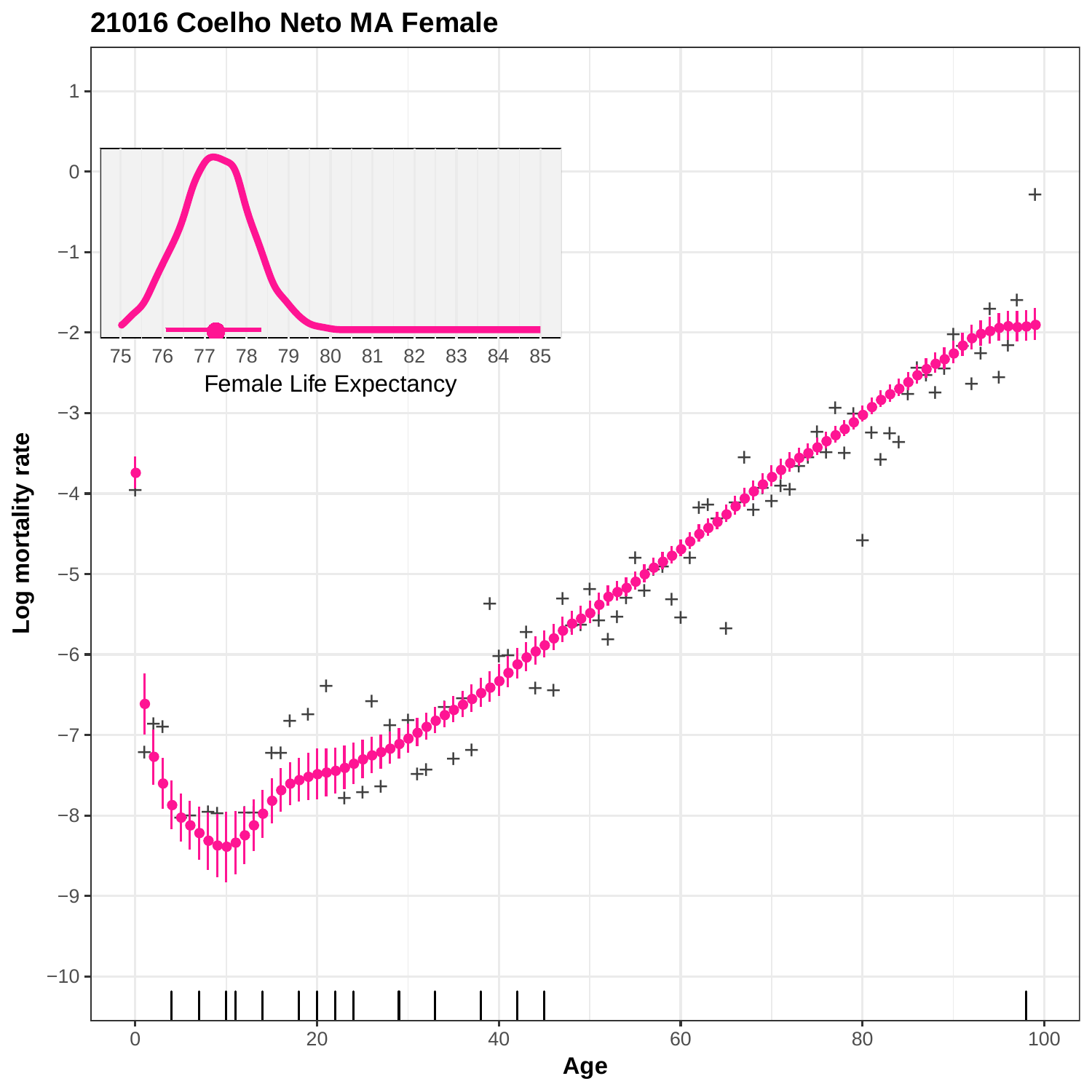# 21016 Coelho Neto MA Female

Log mortality rate

Age

Female Life Expectancy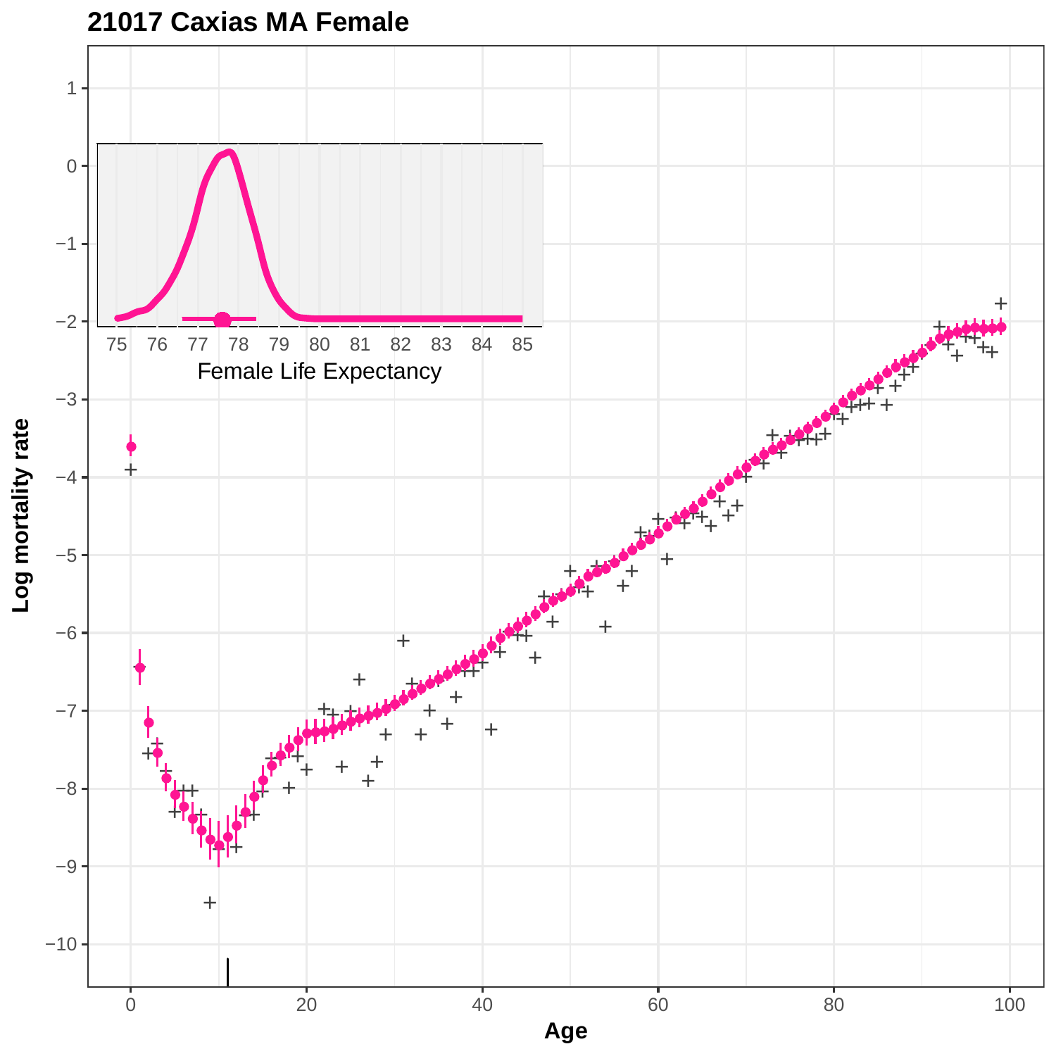# 21017 Caxias MA Female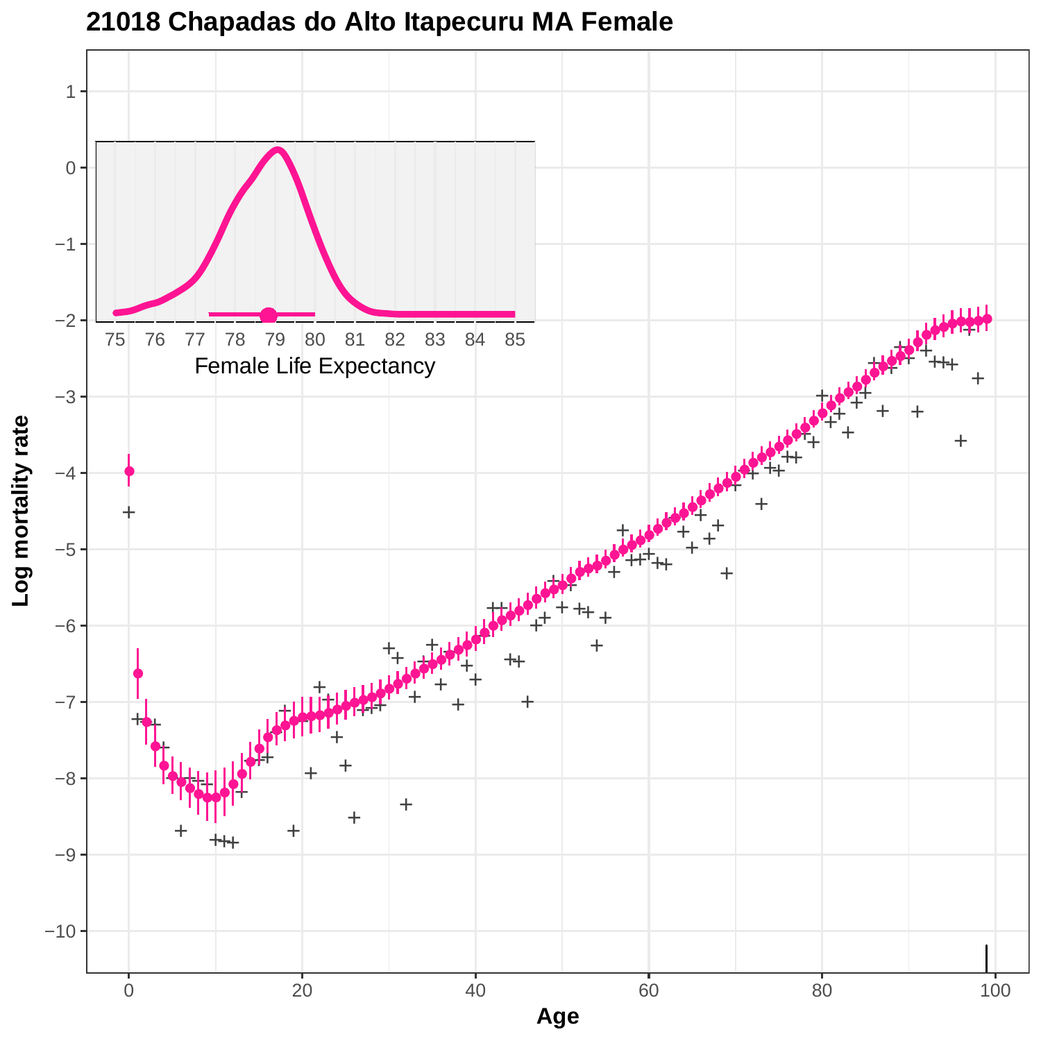# 21018 Chapadas do Alto Itapecuru MA Female

Log mortality rate

Age

Female Life Expectancy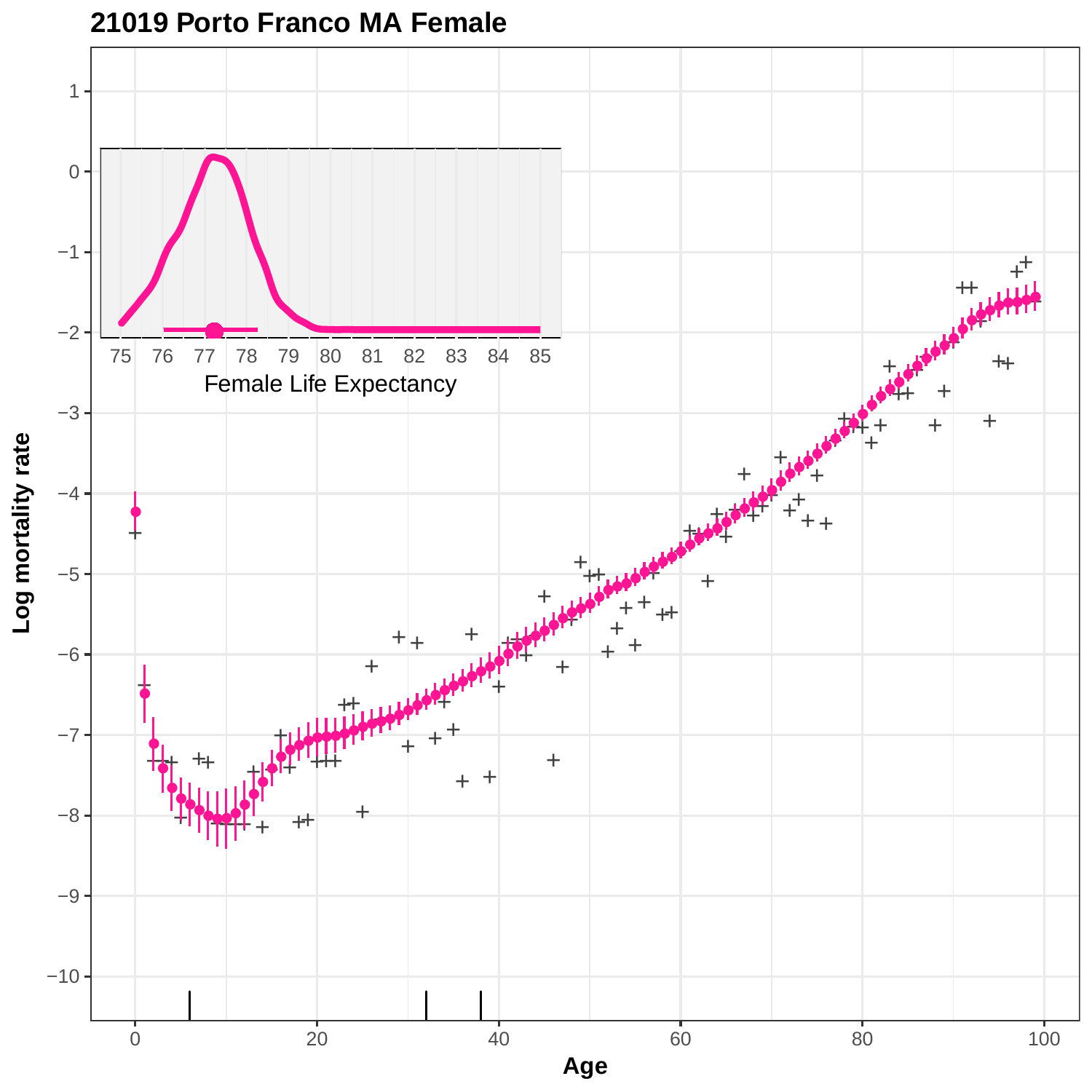# 21019 Porto Franco MA Female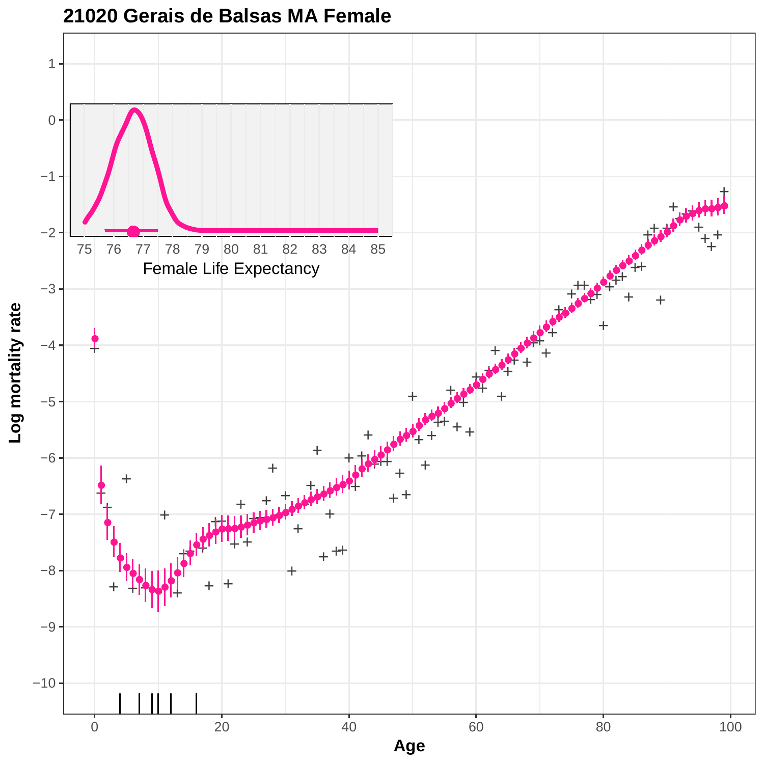# 21020 Gerais de Balsas MA Female

Log mortality rate

Age

Female Life Expectancy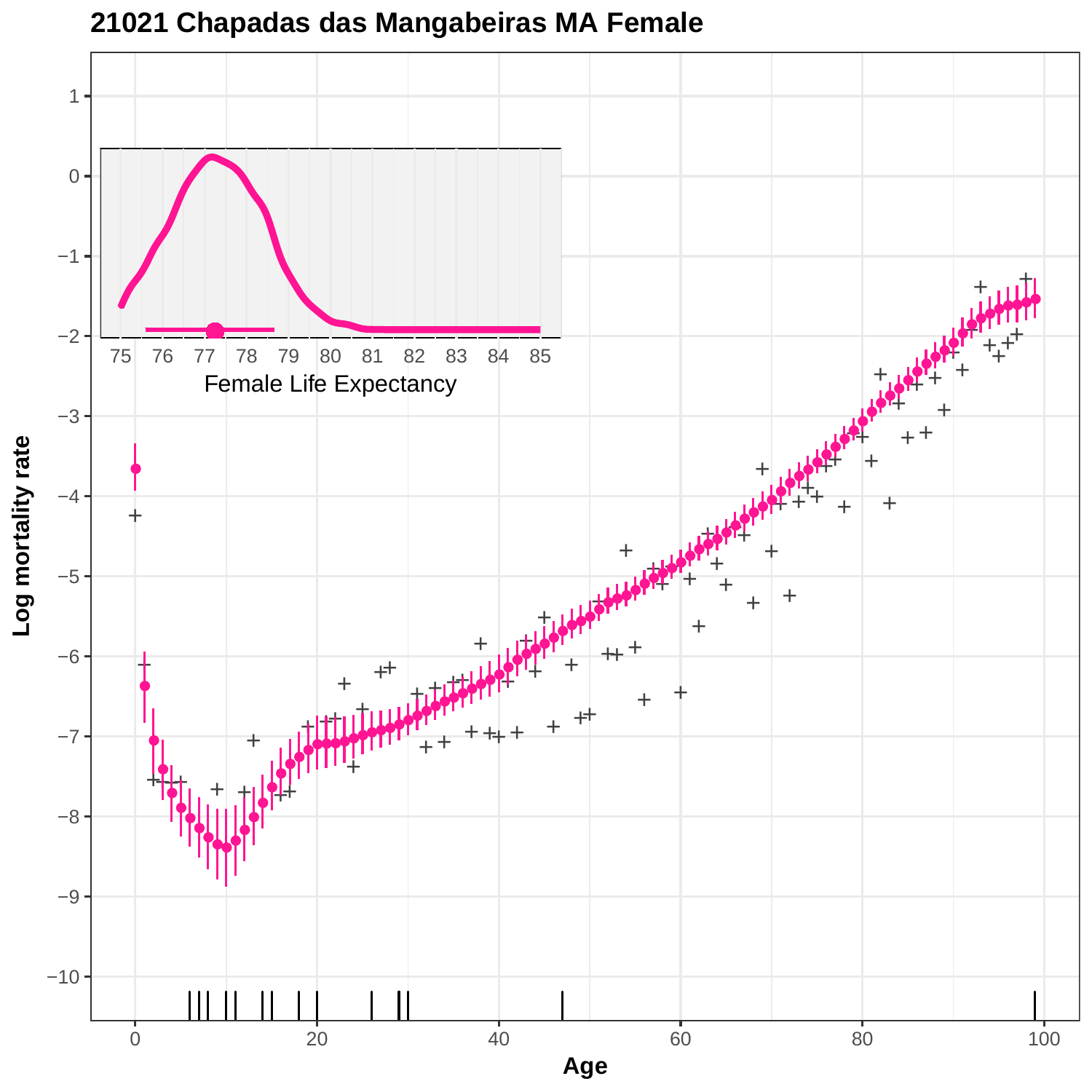# 21021 Chapadas das Mangabeiras MA Female

Log mortality rate

1
0
−1
−2
−3
−4
−5
−6
−7
−8
−9
−10

0 20 40 60 80 100

Age

75 76 77 78 79 80 81 82 83 84 85

Female Life Expectancy